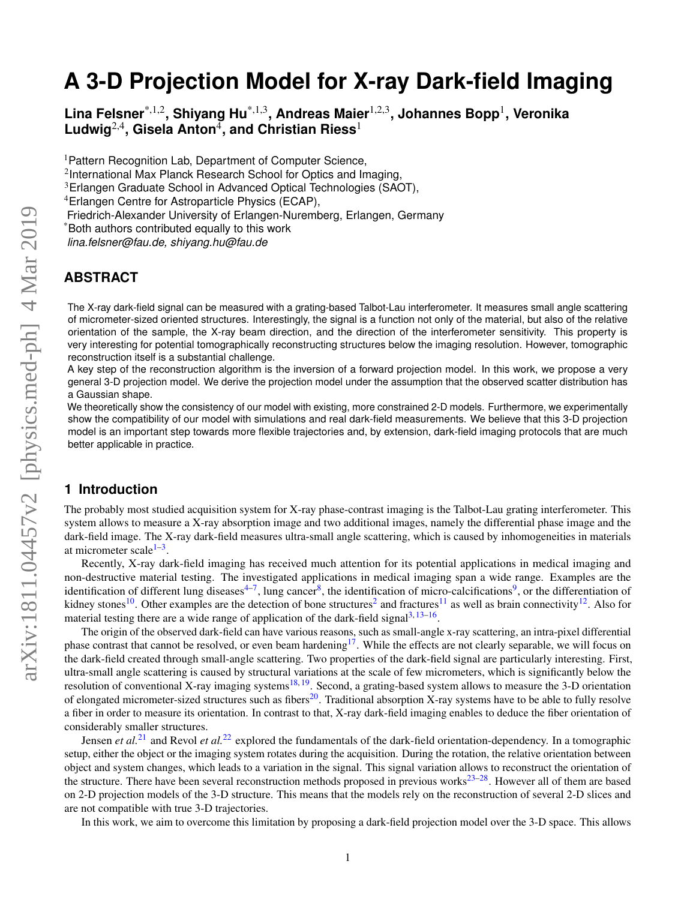# A 3-D Projection Model for X-ray Dark-field Imaging

**Lina Felsner**[*,1,2], **Shiyang Hu**[*,1,3], **Andreas Maier**[1,2,3], **Johannes Bopp**[1], **Veronika Ludwig**[2,4], **Gisela Anton**[4], **and Christian Riess**[1]

[1]Pattern Recognition Lab, Department of Computer Science,
[2]International Max Planck Research School for Optics and Imaging,
[3]Erlangen Graduate School in Advanced Optical Technologies (SAOT),
[4]Erlangen Centre for Astroparticle Physics (ECAP),
Friedrich-Alexander University of Erlangen-Nuremberg, Erlangen, Germany
[*]Both authors contributed equally to this work
*lina.felsner@fau.de, shiyang.hu@fau.de*

## ABSTRACT

The X-ray dark-field signal can be measured with a grating-based Talbot-Lau interferometer. It measures small angle scattering of micrometer-sized oriented structures. Interestingly, the signal is a function not only of the material, but also of the relative orientation of the sample, the X-ray beam direction, and the direction of the interferometer sensitivity. This property is very interesting for potential tomographically reconstructing structures below the imaging resolution. However, tomographic reconstruction itself is a substantial challenge.

A key step of the reconstruction algorithm is the inversion of a forward projection model. In this work, we propose a very general 3-D projection model. We derive the projection model under the assumption that the observed scatter distribution has a Gaussian shape.

We theoretically show the consistency of our model with existing, more constrained 2-D models. Furthermore, we experimentally show the compatibility of our model with simulations and real dark-field measurements. We believe that this 3-D projection model is an important step towards more flexible trajectories and, by extension, dark-field imaging protocols that are much better applicable in practice.

## 1 Introduction

The probably most studied acquisition system for X-ray phase-contrast imaging is the Talbot-Lau grating interferometer. This system allows to measure a X-ray absorption image and two additional images, namely the differential phase image and the dark-field image. The X-ray dark-field measures ultra-small angle scattering, which is caused by inhomogeneities in materials at micrometer scale[1–3].

Recently, X-ray dark-field imaging has received much attention for its potential applications in medical imaging and non-destructive material testing. The investigated applications in medical imaging span a wide range. Examples are the identification of different lung diseases[4–7], lung cancer[8], the identification of micro-calcifications[9], or the differentiation of kidney stones[10]. Other examples are the detection of bone structures[2] and fractures[11] as well as brain connectivity[12]. Also for material testing there are a wide range of application of the dark-field signal[3,13–16].

The origin of the observed dark-field can have various reasons, such as small-angle x-ray scattering, an intra-pixel differential phase contrast that cannot be resolved, or even beam hardening[17]. While the effects are not clearly separable, we will focus on the dark-field created through small-angle scattering. Two properties of the dark-field signal are particularly interesting. First, ultra-small angle scattering is caused by structural variations at the scale of few micrometers, which is significantly below the resolution of conventional X-ray imaging systems[18,19]. Second, a grating-based system allows to measure the 3-D orientation of elongated micrometer-sized structures such as fibers[20]. Traditional absorption X-ray systems have to be able to fully resolve a fiber in order to measure its orientation. In contrast to that, X-ray dark-field imaging enables to deduce the fiber orientation of considerably smaller structures.

Jensen *et al.*[21] and Revol *et al.*[22] explored the fundamentals of the dark-field orientation-dependency. In a tomographic setup, either the object or the imaging system rotates during the acquisition. During the rotation, the relative orientation between object and system changes, which leads to a variation in the signal. This signal variation allows to reconstruct the orientation of the structure. There have been several reconstruction methods proposed in previous works[23–28]. However all of them are based on 2-D projection models of the 3-D structure. This means that the models rely on the reconstruction of several 2-D slices and are not compatible with true 3-D trajectories.

In this work, we aim to overcome this limitation by proposing a dark-field projection model over the 3-D space. This allows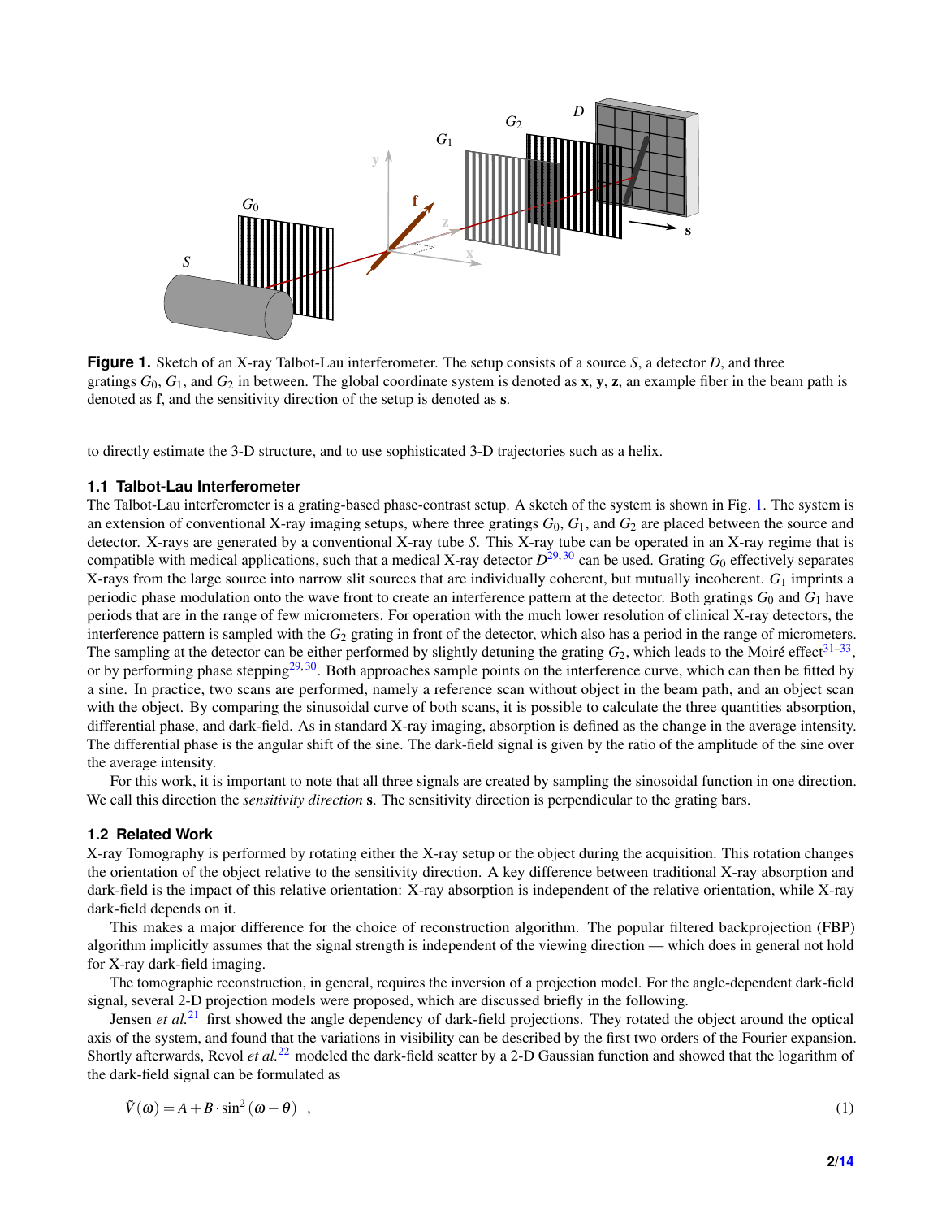**Figure 1.** Sketch of an X-ray Talbot-Lau interferometer. The setup consists of a source $S$, a detector $D$, and three gratings $G_0$, $G_1$, and $G_2$ in between. The global coordinate system is denoted as $\mathbf{x}$, $\mathbf{y}$, $\mathbf{z}$, an example fiber in the beam path is denoted as $\mathbf{f}$, and the sensitivity direction of the setup is denoted as $\mathbf{s}$.

to directly estimate the 3-D structure, and to use sophisticated 3-D trajectories such as a helix.

### 1.1 Talbot-Lau Interferometer

The Talbot-Lau interferometer is a grating-based phase-contrast setup. A sketch of the system is shown in Fig. 1. The system is an extension of conventional X-ray imaging setups, where three gratings $G_0$, $G_1$, and $G_2$ are placed between the source and detector. X-rays are generated by a conventional X-ray tube $S$. This X-ray tube can be operated in an X-ray regime that is compatible with medical applications, such that a medical X-ray detector $D$[29,30] can be used. Grating $G_0$ effectively separates X-rays from the large source into narrow slit sources that are individually coherent, but mutually incoherent. $G_1$ imprints a periodic phase modulation onto the wave front to create an interference pattern at the detector. Both gratings $G_0$ and $G_1$ have periods that are in the range of few micrometers. For operation with the much lower resolution of clinical X-ray detectors, the interference pattern is sampled with the $G_2$ grating in front of the detector, which also has a period in the range of micrometers. The sampling at the detector can be either performed by slightly detuning the grating $G_2$, which leads to the Moiré effect[31–33], or by performing phase stepping[29,30]. Both approaches sample points on the interference curve, which can then be fitted by a sine. In practice, two scans are performed, namely a reference scan without object in the beam path, and an object scan with the object. By comparing the sinusoidal curve of both scans, it is possible to calculate the three quantities absorption, differential phase, and dark-field. As in standard X-ray imaging, absorption is defined as the change in the average intensity. The differential phase is the angular shift of the sine. The dark-field signal is given by the ratio of the amplitude of the sine over the average intensity.

For this work, it is important to note that all three signals are created by sampling the sinosoidal function in one direction. We call this direction the *sensitivity direction* $\mathbf{s}$. The sensitivity direction is perpendicular to the grating bars.

### 1.2 Related Work

X-ray Tomography is performed by rotating either the X-ray setup or the object during the acquisition. This rotation changes the orientation of the object relative to the sensitivity direction. A key difference between traditional X-ray absorption and dark-field is the impact of this relative orientation: X-ray absorption is independent of the relative orientation, while X-ray dark-field depends on it.

This makes a major difference for the choice of reconstruction algorithm. The popular filtered backprojection (FBP) algorithm implicitly assumes that the signal strength is independent of the viewing direction — which does in general not hold for X-ray dark-field imaging.

The tomographic reconstruction, in general, requires the inversion of a projection model. For the angle-dependent dark-field signal, several 2-D projection models were proposed, which are discussed briefly in the following.

Jensen *et al.*[21] first showed the angle dependency of dark-field projections. They rotated the object around the optical axis of the system, and found that the variations in visibility can be described by the first two orders of the Fourier expansion. Shortly afterwards, Revol *et al.*[22] modeled the dark-field scatter by a 2-D Gaussian function and showed that the logarithm of the dark-field signal can be formulated as

$$\tilde{V}(\omega) = A + B \cdot \sin^2(\omega - \theta) \quad , \tag{1}$$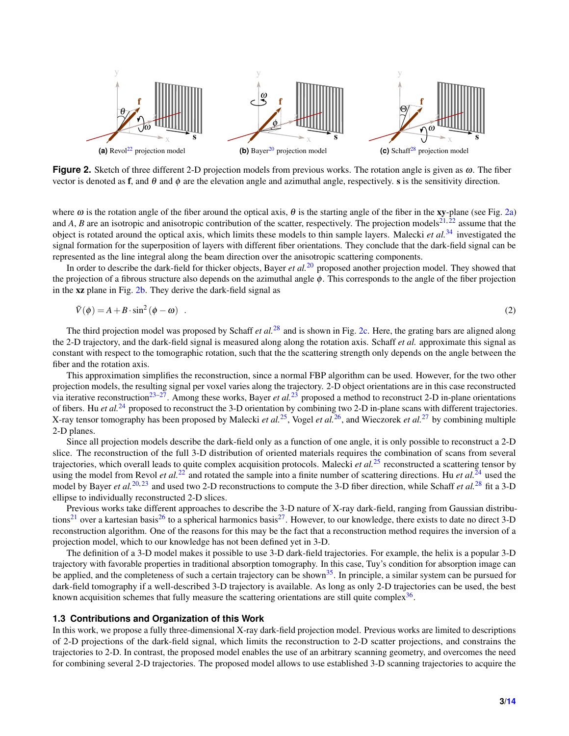(a) Revol[22] projection model (b) Bayer[20] projection model (c) Schaff[28] projection model

**Figure 2.** Sketch of three different 2-D projection models from previous works. The rotation angle is given as $\omega$. The fiber vector is denoted as $\mathbf{f}$, and $\theta$ and $\phi$ are the elevation angle and azimuthal angle, respectively. $\mathbf{s}$ is the sensitivity direction.

where $\omega$ is the rotation angle of the fiber around the optical axis, $\theta$ is the starting angle of the fiber in the **xy**-plane (see Fig. 2a) and $A$, $B$ are an isotropic and anisotropic contribution of the scatter, respectively. The projection models[21,22] assume that the object is rotated around the optical axis, which limits these models to thin sample layers. Malecki *et al.*[34] investigated the signal formation for the superposition of layers with different fiber orientations. They conclude that the dark-field signal can be represented as the line integral along the beam direction over the anisotropic scattering components.

In order to describe the dark-field for thicker objects, Bayer *et al.*[20] proposed another projection model. They showed that the projection of a fibrous structure also depends on the azimuthal angle $\phi$. This corresponds to the angle of the fiber projection in the **xz** plane in Fig. 2b. They derive the dark-field signal as

$$\tilde{V}(\phi) = A + B \cdot \sin^2(\phi - \omega) \quad . \tag{2}$$

The third projection model was proposed by Schaff *et al.*[28] and is shown in Fig. 2c. Here, the grating bars are aligned along the 2-D trajectory, and the dark-field signal is measured along along the rotation axis. Schaff *et al.* approximate this signal as constant with respect to the tomographic rotation, such that the the scattering strength only depends on the angle between the fiber and the rotation axis.

This approximation simplifies the reconstruction, since a normal FBP algorithm can be used. However, for the two other projection models, the resulting signal per voxel varies along the trajectory. 2-D object orientations are in this case reconstructed via iterative reconstruction[23–27]. Among these works, Bayer *et al.*[23] proposed a method to reconstruct 2-D in-plane orientations of fibers. Hu *et al.*[24] proposed to reconstruct the 3-D orientation by combining two 2-D in-plane scans with different trajectories. X-ray tensor tomography has been proposed by Malecki *et al.*[25], Vogel *et al.*[26], and Wieczorek *et al.*[27] by combining multiple 2-D planes.

Since all projection models describe the dark-field only as a function of one angle, it is only possible to reconstruct a 2-D slice. The reconstruction of the full 3-D distribution of oriented materials requires the combination of scans from several trajectories, which overall leads to quite complex acquisition protocols. Malecki *et al.*[25] reconstructed a scattering tensor by using the model from Revol *et al.*[22] and rotated the sample into a finite number of scattering directions. Hu *et al.*[24] used the model by Bayer *et al.*[20,23] and used two 2-D reconstructions to compute the 3-D fiber direction, while Schaff *et al.*[28] fit a 3-D ellipse to individually reconstructed 2-D slices.

Previous works take different approaches to describe the 3-D nature of X-ray dark-field, ranging from Gaussian distributions[21] over a kartesian basis[26] to a spherical harmonics basis[27]. However, to our knowledge, there exists to date no direct 3-D reconstruction algorithm. One of the reasons for this may be the fact that a reconstruction method requires the inversion of a projection model, which to our knowledge has not been defined yet in 3-D.

The definition of a 3-D model makes it possible to use 3-D dark-field trajectories. For example, the helix is a popular 3-D trajectory with favorable properties in traditional absorption tomography. In this case, Tuy's condition for absorption image can be applied, and the completeness of such a certain trajectory can be shown[35]. In principle, a similar system can be pursued for dark-field tomography if a well-described 3-D trajectory is available. As long as only 2-D trajectories can be used, the best known acquisition schemes that fully measure the scattering orientations are still quite complex[36].

### 1.3 Contributions and Organization of this Work

In this work, we propose a fully three-dimensional X-ray dark-field projection model. Previous works are limited to descriptions of 2-D projections of the dark-field signal, which limits the reconstruction to 2-D scatter projections, and constrains the trajectories to 2-D. In contrast, the proposed model enables the use of an arbitrary scanning geometry, and overcomes the need for combining several 2-D trajectories. The proposed model allows to use established 3-D scanning trajectories to acquire the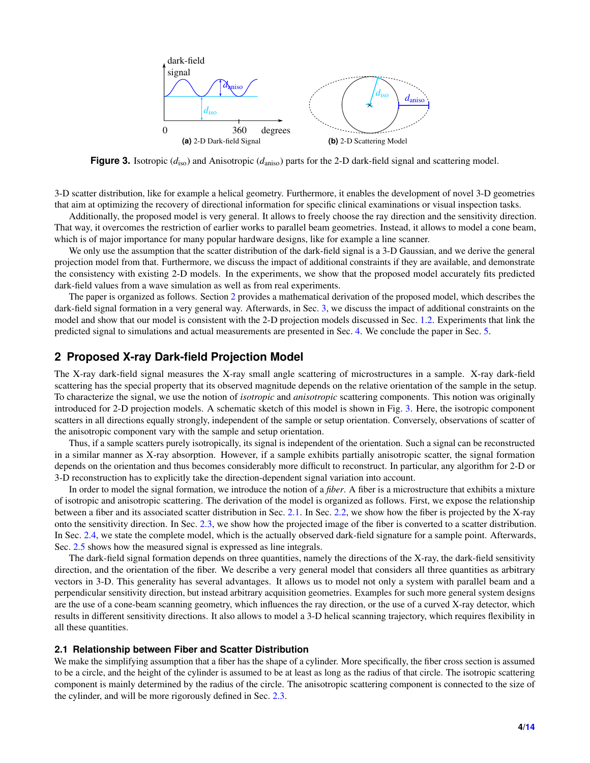**Figure 3.** Isotropic ($d_{\text{iso}}$) and Anisotropic ($d_{\text{aniso}}$) parts for the 2-D dark-field signal and scattering model.

(a) 2-D Dark-field Signal (b) 2-D Scattering Model

3-D scatter distribution, like for example a helical geometry. Furthermore, it enables the development of novel 3-D geometries that aim at optimizing the recovery of directional information for specific clinical examinations or visual inspection tasks.

Additionally, the proposed model is very general. It allows to freely choose the ray direction and the sensitivity direction. That way, it overcomes the restriction of earlier works to parallel beam geometries. Instead, it allows to model a cone beam, which is of major importance for many popular hardware designs, like for example a line scanner.

We only use the assumption that the scatter distribution of the dark-field signal is a 3-D Gaussian, and we derive the general projection model from that. Furthermore, we discuss the impact of additional constraints if they are available, and demonstrate the consistency with existing 2-D models. In the experiments, we show that the proposed model accurately fits predicted dark-field values from a wave simulation as well as from real experiments.

The paper is organized as follows. Section 2 provides a mathematical derivation of the proposed model, which describes the dark-field signal formation in a very general way. Afterwards, in Sec. 3, we discuss the impact of additional constraints on the model and show that our model is consistent with the 2-D projection models discussed in Sec. 1.2. Experiments that link the predicted signal to simulations and actual measurements are presented in Sec. 4. We conclude the paper in Sec. 5.

## 2 Proposed X-ray Dark-field Projection Model

The X-ray dark-field signal measures the X-ray small angle scattering of microstructures in a sample. X-ray dark-field scattering has the special property that its observed magnitude depends on the relative orientation of the sample in the setup. To characterize the signal, we use the notion of *isotropic* and *anisotropic* scattering components. This notion was originally introduced for 2-D projection models. A schematic sketch of this model is shown in Fig. 3. Here, the isotropic component scatters in all directions equally strongly, independent of the sample or setup orientation. Conversely, observations of scatter of the anisotropic component vary with the sample and setup orientation.

Thus, if a sample scatters purely isotropically, its signal is independent of the orientation. Such a signal can be reconstructed in a similar manner as X-ray absorption. However, if a sample exhibits partially anisotropic scatter, the signal formation depends on the orientation and thus becomes considerably more difficult to reconstruct. In particular, any algorithm for 2-D or 3-D reconstruction has to explicitly take the direction-dependent signal variation into account.

In order to model the signal formation, we introduce the notion of a *fiber*. A fiber is a microstructure that exhibits a mixture of isotropic and anisotropic scattering. The derivation of the model is organized as follows. First, we expose the relationship between a fiber and its associated scatter distribution in Sec. 2.1. In Sec. 2.2, we show how the fiber is projected by the X-ray onto the sensitivity direction. In Sec. 2.3, we show how the projected image of the fiber is converted to a scatter distribution. In Sec. 2.4, we state the complete model, which is the actually observed dark-field signature for a sample point. Afterwards, Sec. 2.5 shows how the measured signal is expressed as line integrals.

The dark-field signal formation depends on three quantities, namely the directions of the X-ray, the dark-field sensitivity direction, and the orientation of the fiber. We describe a very general model that considers all three quantities as arbitrary vectors in 3-D. This generality has several advantages. It allows us to model not only a system with parallel beam and a perpendicular sensitivity direction, but instead arbitrary acquisition geometries. Examples for such more general system designs are the use of a cone-beam scanning geometry, which influences the ray direction, or the use of a curved X-ray detector, which results in different sensitivity directions. It also allows to model a 3-D helical scanning trajectory, which requires flexibility in all these quantities.

### 2.1 Relationship between Fiber and Scatter Distribution

We make the simplifying assumption that a fiber has the shape of a cylinder. More specifically, the fiber cross section is assumed to be a circle, and the height of the cylinder is assumed to be at least as long as the radius of that circle. The isotropic scattering component is mainly determined by the radius of the circle. The anisotropic scattering component is connected to the size of the cylinder, and will be more rigorously defined in Sec. 2.3.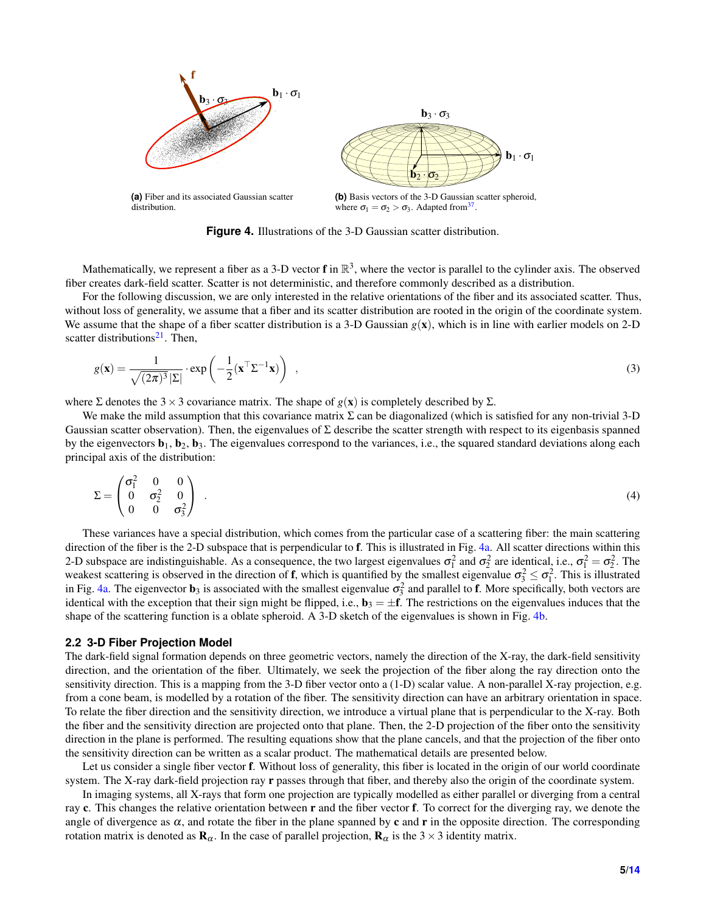**(a)** Fiber and its associated Gaussian scatter distribution.

**(b)** Basis vectors of the 3-D Gaussian scatter spheroid, where $\sigma_1 = \sigma_2 > \sigma_3$. Adapted from[37].

**Figure 4.** Illustrations of the 3-D Gaussian scatter distribution.

Mathematically, we represent a fiber as a 3-D vector $\mathbf{f}$ in $\mathbb{R}^3$, where the vector is parallel to the cylinder axis. The observed fiber creates dark-field scatter. Scatter is not deterministic, and therefore commonly described as a distribution.

For the following discussion, we are only interested in the relative orientations of the fiber and its associated scatter. Thus, without loss of generality, we assume that a fiber and its scatter distribution are rooted in the origin of the coordinate system. We assume that the shape of a fiber scatter distribution is a 3-D Gaussian $g(\mathbf{x})$, which is in line with earlier models on 2-D scatter distributions[21]. Then,

$$g(\mathbf{x}) = \frac{1}{\sqrt{(2\pi)^3 |\Sigma|}} \cdot \exp\left( -\frac{1}{2} (\mathbf{x}^\top \Sigma^{-1} \mathbf{x}) \right) \quad , \tag{3}$$

where $\Sigma$ denotes the $3 \times 3$ covariance matrix. The shape of $g(\mathbf{x})$ is completely described by $\Sigma$.

We make the mild assumption that this covariance matrix $\Sigma$ can be diagonalized (which is satisfied for any non-trivial 3-D Gaussian scatter observation). Then, the eigenvalues of $\Sigma$ describe the scatter strength with respect to its eigenbasis spanned by the eigenvectors $\mathbf{b}_1$, $\mathbf{b}_2$, $\mathbf{b}_3$. The eigenvalues correspond to the variances, i.e., the squared standard deviations along each principal axis of the distribution:

$$\Sigma = \begin{pmatrix} \sigma_1^2 & 0 & 0 \\ 0 & \sigma_2^2 & 0 \\ 0 & 0 & \sigma_3^2 \end{pmatrix} \quad . \tag{4}$$

These variances have a special distribution, which comes from the particular case of a scattering fiber: the main scattering direction of the fiber is the 2-D subspace that is perpendicular to $\mathbf{f}$. This is illustrated in Fig. 4a. All scatter directions within this 2-D subspace are indistinguishable. As a consequence, the two largest eigenvalues $\sigma_1^2$ and $\sigma_2^2$ are identical, i.e., $\sigma_1^2 = \sigma_2^2$. The weakest scattering is observed in the direction of $\mathbf{f}$, which is quantified by the smallest eigenvalue $\sigma_3^2 \leq \sigma_1^2$. This is illustrated in Fig. 4a. The eigenvector $\mathbf{b}_3$ is associated with the smallest eigenvalue $\sigma_3^2$ and parallel to $\mathbf{f}$. More specifically, both vectors are identical with the exception that their sign might be flipped, i.e., $\mathbf{b}_3 = \pm\mathbf{f}$. The restrictions on the eigenvalues induces that the shape of the scattering function is a oblate spheroid. A 3-D sketch of the eigenvalues is shown in Fig. 4b.

## 2.2 3-D Fiber Projection Model

The dark-field signal formation depends on three geometric vectors, namely the direction of the X-ray, the dark-field sensitivity direction, and the orientation of the fiber. Ultimately, we seek the projection of the fiber along the ray direction onto the sensitivity direction. This is a mapping from the 3-D fiber vector onto a (1-D) scalar value. A non-parallel X-ray projection, e.g. from a cone beam, is modelled by a rotation of the fiber. The sensitivity direction can have an arbitrary orientation in space. To relate the fiber direction and the sensitivity direction, we introduce a virtual plane that is perpendicular to the X-ray. Both the fiber and the sensitivity direction are projected onto that plane. Then, the 2-D projection of the fiber onto the sensitivity direction in the plane is performed. The resulting equations show that the plane cancels, and that the projection of the fiber onto the sensitivity direction can be written as a scalar product. The mathematical details are presented below.

Let us consider a single fiber vector $\mathbf{f}$. Without loss of generality, this fiber is located in the origin of our world coordinate system. The X-ray dark-field projection ray $\mathbf{r}$ passes through that fiber, and thereby also the origin of the coordinate system.

In imaging systems, all X-rays that form one projection are typically modelled as either parallel or diverging from a central ray $\mathbf{c}$. This changes the relative orientation between $\mathbf{r}$ and the fiber vector $\mathbf{f}$. To correct for the diverging ray, we denote the angle of divergence as $\alpha$, and rotate the fiber in the plane spanned by $\mathbf{c}$ and $\mathbf{r}$ in the opposite direction. The corresponding rotation matrix is denoted as $\mathbf{R}_\alpha$. In the case of parallel projection, $\mathbf{R}_\alpha$ is the $3 \times 3$ identity matrix.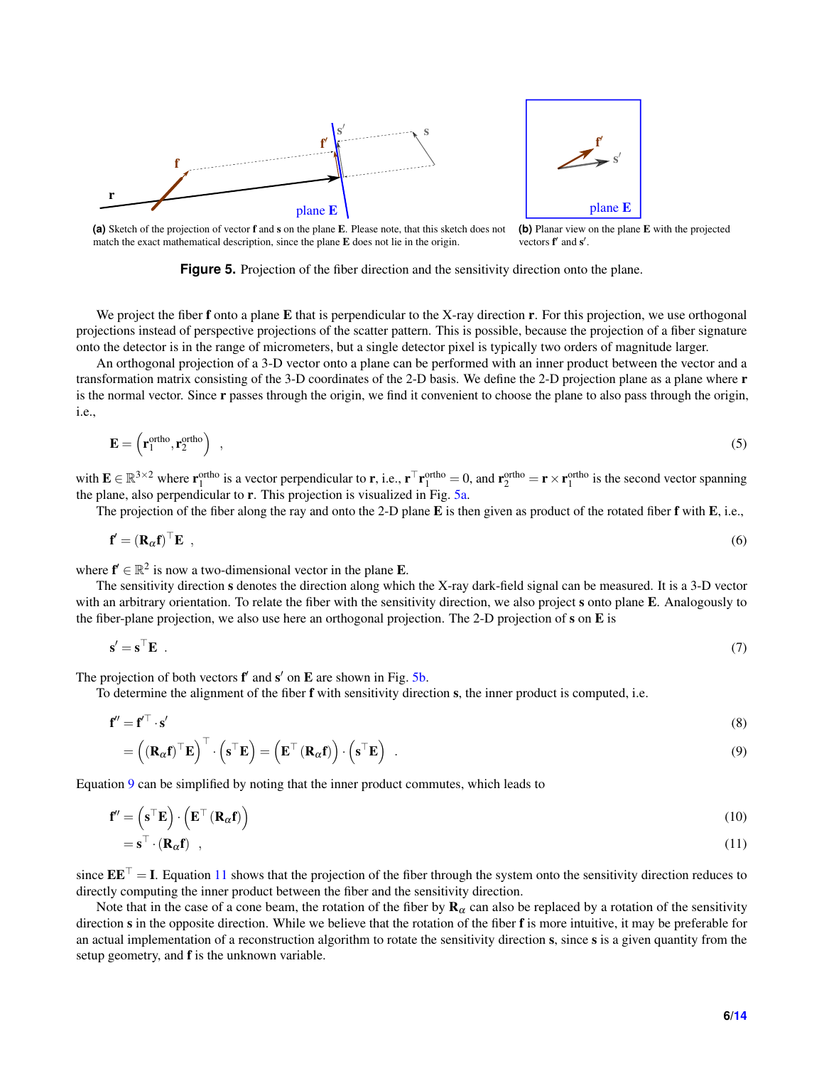(a) Sketch of the projection of vector **f** and **s** on the plane **E**. Please note, that this sketch does not match the exact mathematical description, since the plane **E** does not lie in the origin.

(b) Planar view on the plane **E** with the projected vectors $\mathbf{f}'$ and $\mathbf{s}'$.

**Figure 5.** Projection of the fiber direction and the sensitivity direction onto the plane.

We project the fiber **f** onto a plane **E** that is perpendicular to the X-ray direction **r**. For this projection, we use orthogonal projections instead of perspective projections of the scatter pattern. This is possible, because the projection of a fiber signature onto the detector is in the range of micrometers, but a single detector pixel is typically two orders of magnitude larger.

An orthogonal projection of a 3-D vector onto a plane can be performed with an inner product between the vector and a transformation matrix consisting of the 3-D coordinates of the 2-D basis. We define the 2-D projection plane as a plane where **r** is the normal vector. Since **r** passes through the origin, we find it convenient to choose the plane to also pass through the origin, i.e.,

$$\mathbf{E} = \left(\mathbf{r}_1^{\text{ortho}}, \mathbf{r}_2^{\text{ortho}}\right) \quad , \tag{5}$$

with $\mathbf{E} \in \mathbb{R}^{3\times 2}$ where $\mathbf{r}_1^{\text{ortho}}$ is a vector perpendicular to **r**, i.e., $\mathbf{r}^\top \mathbf{r}_1^{\text{ortho}} = 0$, and $\mathbf{r}_2^{\text{ortho}} = \mathbf{r} \times \mathbf{r}_1^{\text{ortho}}$ is the second vector spanning the plane, also perpendicular to **r**. This projection is visualized in Fig. 5a.

The projection of the fiber along the ray and onto the 2-D plane **E** is then given as product of the rotated fiber **f** with **E**, i.e.,

$$\mathbf{f}' = (\mathbf{R}_\alpha \mathbf{f})^\top \mathbf{E} \quad , \tag{6}$$

where $\mathbf{f}' \in \mathbb{R}^2$ is now a two-dimensional vector in the plane **E**.

The sensitivity direction **s** denotes the direction along which the X-ray dark-field signal can be measured. It is a 3-D vector with an arbitrary orientation. To relate the fiber with the sensitivity direction, we also project **s** onto plane **E**. Analogously to the fiber-plane projection, we also use here an orthogonal projection. The 2-D projection of **s** on **E** is

$$\mathbf{s}' = \mathbf{s}^\top \mathbf{E} \quad . \tag{7}$$

The projection of both vectors $\mathbf{f}'$ and $\mathbf{s}'$ on **E** are shown in Fig. 5b.

To determine the alignment of the fiber **f** with sensitivity direction **s**, the inner product is computed, i.e.

$$\mathbf{f}'' = \mathbf{f}'^\top \cdot \mathbf{s}' \tag{8}$$

$$= \left((\mathbf{R}_\alpha \mathbf{f})^\top \mathbf{E}\right)^\top \cdot \left(\mathbf{s}^\top \mathbf{E}\right) = \left(\mathbf{E}^\top (\mathbf{R}_\alpha \mathbf{f})\right) \cdot \left(\mathbf{s}^\top \mathbf{E}\right) \quad . \tag{9}$$

Equation 9 can be simplified by noting that the inner product commutes, which leads to

$$\mathbf{f}'' = \left(\mathbf{s}^\top \mathbf{E}\right) \cdot \left(\mathbf{E}^\top (\mathbf{R}_\alpha \mathbf{f})\right) \tag{10}$$

$$= \mathbf{s}^\top \cdot (\mathbf{R}_\alpha \mathbf{f}) \quad , \tag{11}$$

since $\mathbf{E}\mathbf{E}^\top = \mathbf{I}$. Equation 11 shows that the projection of the fiber through the system onto the sensitivity direction reduces to directly computing the inner product between the fiber and the sensitivity direction.

Note that in the case of a cone beam, the rotation of the fiber by $\mathbf{R}_\alpha$ can also be replaced by a rotation of the sensitivity direction **s** in the opposite direction. While we believe that the rotation of the fiber **f** is more intuitive, it may be preferable for an actual implementation of a reconstruction algorithm to rotate the sensitivity direction **s**, since **s** is a given quantity from the setup geometry, and **f** is the unknown variable.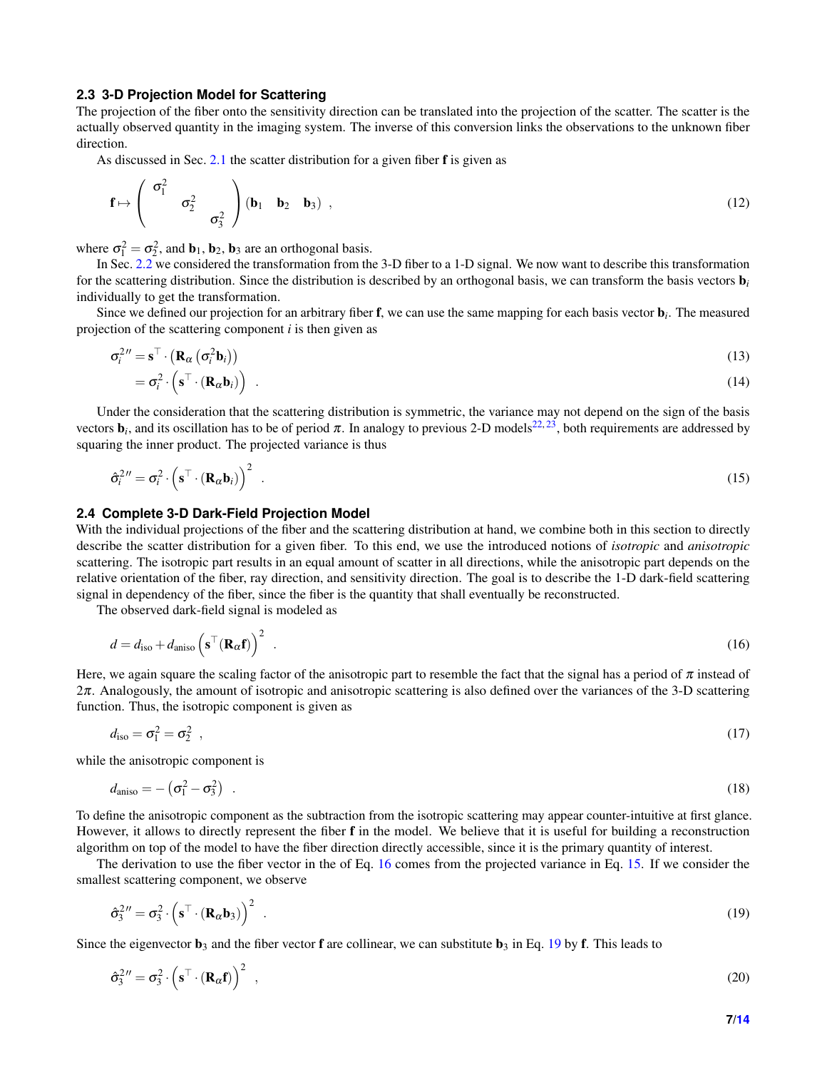### 2.3 3-D Projection Model for Scattering

The projection of the fiber onto the sensitivity direction can be translated into the projection of the scatter. The scatter is the actually observed quantity in the imaging system. The inverse of this conversion links the observations to the unknown fiber direction.

As discussed in Sec. 2.1 the scatter distribution for a given fiber $\mathbf{f}$ is given as

$$\mathbf{f} \mapsto \begin{pmatrix} \sigma_1^2 & & \\ & \sigma_2^2 & \\ & & \sigma_3^2 \end{pmatrix} \begin{pmatrix} \mathbf{b}_1 & \mathbf{b}_2 & \mathbf{b}_3 \end{pmatrix} , \tag{12}$$

where $\sigma_1^2 = \sigma_2^2$, and $\mathbf{b}_1, \mathbf{b}_2, \mathbf{b}_3$ are an orthogonal basis.

In Sec. 2.2 we considered the transformation from the 3-D fiber to a 1-D signal. We now want to describe this transformation for the scattering distribution. Since the distribution is described by an orthogonal basis, we can transform the basis vectors $\mathbf{b}_i$ individually to get the transformation.

Since we defined our projection for an arbitrary fiber $\mathbf{f}$, we can use the same mapping for each basis vector $\mathbf{b}_i$. The measured projection of the scattering component $i$ is then given as

$$\sigma_i^{2\,\prime\prime} = \mathbf{s}^\top \cdot \left(\mathbf{R}_\alpha \left(\sigma_i^2 \mathbf{b}_i\right)\right) \tag{13}$$

$$= \sigma_i^2 \cdot \left(\mathbf{s}^\top \cdot \left(\mathbf{R}_\alpha \mathbf{b}_i\right)\right) \quad . \tag{14}$$

Under the consideration that the scattering distribution is symmetric, the variance may not depend on the sign of the basis vectors $\mathbf{b}_i$, and its oscillation has to be of period $\pi$. In analogy to previous 2-D models[22,23], both requirements are addressed by squaring the inner product. The projected variance is thus

$$\hat{\sigma}_i^{2\,\prime\prime} = \sigma_i^2 \cdot \left(\mathbf{s}^\top \cdot \left(\mathbf{R}_\alpha \mathbf{b}_i\right)\right)^2 \quad . \tag{15}$$

### 2.4 Complete 3-D Dark-Field Projection Model

With the individual projections of the fiber and the scattering distribution at hand, we combine both in this section to directly describe the scatter distribution for a given fiber. To this end, we use the introduced notions of *isotropic* and *anisotropic* scattering. The isotropic part results in an equal amount of scatter in all directions, while the anisotropic part depends on the relative orientation of the fiber, ray direction, and sensitivity direction. The goal is to describe the 1-D dark-field scattering signal in dependency of the fiber, since the fiber is the quantity that shall eventually be reconstructed.

The observed dark-field signal is modeled as

$$d = d_{\text{iso}} + d_{\text{aniso}} \left(\mathbf{s}^\top (\mathbf{R}_\alpha \mathbf{f})\right)^2 \quad . \tag{16}$$

Here, we again square the scaling factor of the anisotropic part to resemble the fact that the signal has a period of $\pi$ instead of $2\pi$. Analogously, the amount of isotropic and anisotropic scattering is also defined over the variances of the 3-D scattering function. Thus, the isotropic component is given as

$$d_{\text{iso}} = \sigma_1^2 = \sigma_2^2 \ , \tag{17}$$

while the anisotropic component is

$$d_{\text{aniso}} = -\left(\sigma_1^2 - \sigma_3^2\right) \quad . \tag{18}$$

To define the anisotropic component as the subtraction from the isotropic scattering may appear counter-intuitive at first glance. However, it allows to directly represent the fiber $\mathbf{f}$ in the model. We believe that it is useful for building a reconstruction algorithm on top of the model to have the fiber direction directly accessible, since it is the primary quantity of interest.

The derivation to use the fiber vector in the of Eq. 16 comes from the projected variance in Eq. 15. If we consider the smallest scattering component, we observe

$$\hat{\sigma}_3^{2\,\prime\prime} = \sigma_3^2 \cdot \left(\mathbf{s}^\top \cdot \left(\mathbf{R}_\alpha \mathbf{b}_3\right)\right)^2 \quad . \tag{19}$$

Since the eigenvector $\mathbf{b}_3$ and the fiber vector $\mathbf{f}$ are collinear, we can substitute $\mathbf{b}_3$ in Eq. 19 by $\mathbf{f}$. This leads to

$$\hat{\sigma}_3^{2\,\prime\prime} = \sigma_3^2 \cdot \left(\mathbf{s}^\top \cdot \left(\mathbf{R}_\alpha \mathbf{f}\right)\right)^2 \ , \tag{20}$$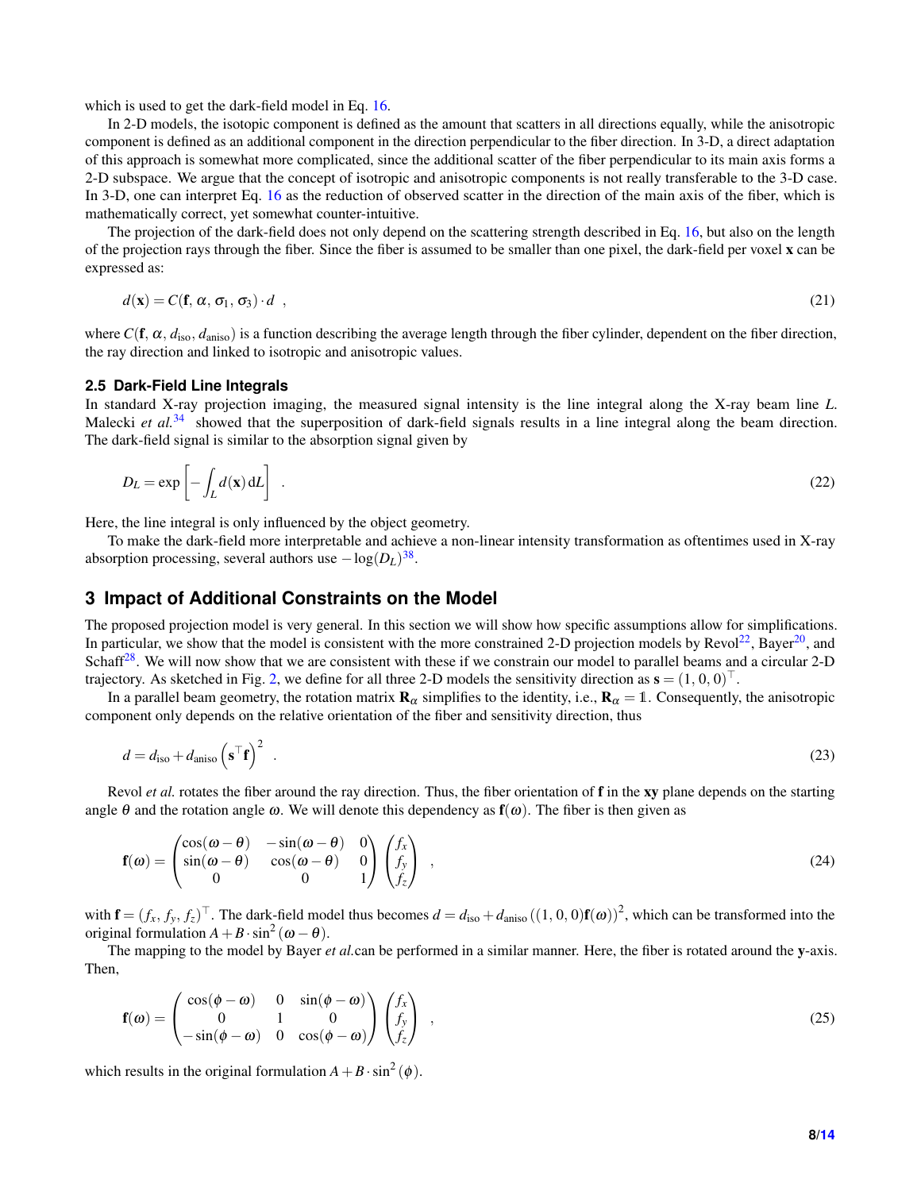which is used to get the dark-field model in Eq. 16.

In 2-D models, the isotopic component is defined as the amount that scatters in all directions equally, while the anisotropic component is defined as an additional component in the direction perpendicular to the fiber direction. In 3-D, a direct adaptation of this approach is somewhat more complicated, since the additional scatter of the fiber perpendicular to its main axis forms a 2-D subspace. We argue that the concept of isotropic and anisotropic components is not really transferable to the 3-D case. In 3-D, one can interpret Eq. 16 as the reduction of observed scatter in the direction of the main axis of the fiber, which is mathematically correct, yet somewhat counter-intuitive.

The projection of the dark-field does not only depend on the scattering strength described in Eq. 16, but also on the length of the projection rays through the fiber. Since the fiber is assumed to be smaller than one pixel, the dark-field per voxel $\mathbf{x}$ can be expressed as:

$$d(\mathbf{x}) = C(\mathbf{f}, \alpha, \sigma_1, \sigma_3) \cdot d \ , \tag{21}$$

where $C(\mathbf{f}, \alpha, d_{\text{iso}}, d_{\text{aniso}})$ is a function describing the average length through the fiber cylinder, dependent on the fiber direction, the ray direction and linked to isotropic and anisotropic values.

### 2.5 Dark-Field Line Integrals

In standard X-ray projection imaging, the measured signal intensity is the line integral along the X-ray beam line $L$. Malecki *et al.*[34] showed that the superposition of dark-field signals results in a line integral along the beam direction. The dark-field signal is similar to the absorption signal given by

$$D_L = \exp\left[-\int_L d(\mathbf{x})\,\mathrm{d}L\right] \ . \tag{22}$$

Here, the line integral is only influenced by the object geometry.

To make the dark-field more interpretable and achieve a non-linear intensity transformation as oftentimes used in X-ray absorption processing, several authors use $-\log(D_L)$[38].

## 3 Impact of Additional Constraints on the Model

The proposed projection model is very general. In this section we will show how specific assumptions allow for simplifications. In particular, we show that the model is consistent with the more constrained 2-D projection models by Revol[22], Bayer[20], and Schaff[28]. We will now show that we are consistent with these if we constrain our model to parallel beams and a circular 2-D trajectory. As sketched in Fig. 2, we define for all three 2-D models the sensitivity direction as $\mathbf{s} = (1, 0, 0)^\top$.

In a parallel beam geometry, the rotation matrix $\mathbf{R}_\alpha$ simplifies to the identity, i.e., $\mathbf{R}_\alpha = \mathbb{1}$. Consequently, the anisotropic component only depends on the relative orientation of the fiber and sensitivity direction, thus

$$d = d_{\text{iso}} + d_{\text{aniso}} \left(\mathbf{s}^\top \mathbf{f}\right)^2 \ . \tag{23}$$

Revol *et al.* rotates the fiber around the ray direction. Thus, the fiber orientation of $\mathbf{f}$ in the $\mathbf{xy}$ plane depends on the starting angle $\theta$ and the rotation angle $\omega$. We will denote this dependency as $\mathbf{f}(\omega)$. The fiber is then given as

$$\mathbf{f}(\omega) = \begin{pmatrix} \cos(\omega-\theta) & -\sin(\omega-\theta) & 0 \\ \sin(\omega-\theta) & \cos(\omega-\theta) & 0 \\ 0 & 0 & 1 \end{pmatrix} \begin{pmatrix} f_x \\ f_y \\ f_z \end{pmatrix} \ , \tag{24}$$

with $\mathbf{f} = (f_x, f_y, f_z)^\top$. The dark-field model thus becomes $d = d_{\text{iso}} + d_{\text{aniso}} \left((1, 0, 0)\mathbf{f}(\omega)\right)^2$, which can be transformed into the original formulation $A + B \cdot \sin^2(\omega - \theta)$.

The mapping to the model by Bayer *et al.*can be performed in a similar manner. Here, the fiber is rotated around the $\mathbf{y}$-axis. Then,

$$\mathbf{f}(\omega) = \begin{pmatrix} \cos(\phi-\omega) & 0 & \sin(\phi-\omega) \\ 0 & 1 & 0 \\ -\sin(\phi-\omega) & 0 & \cos(\phi-\omega) \end{pmatrix} \begin{pmatrix} f_x \\ f_y \\ f_z \end{pmatrix} \ , \tag{25}$$

which results in the original formulation $A + B \cdot \sin^2(\phi)$.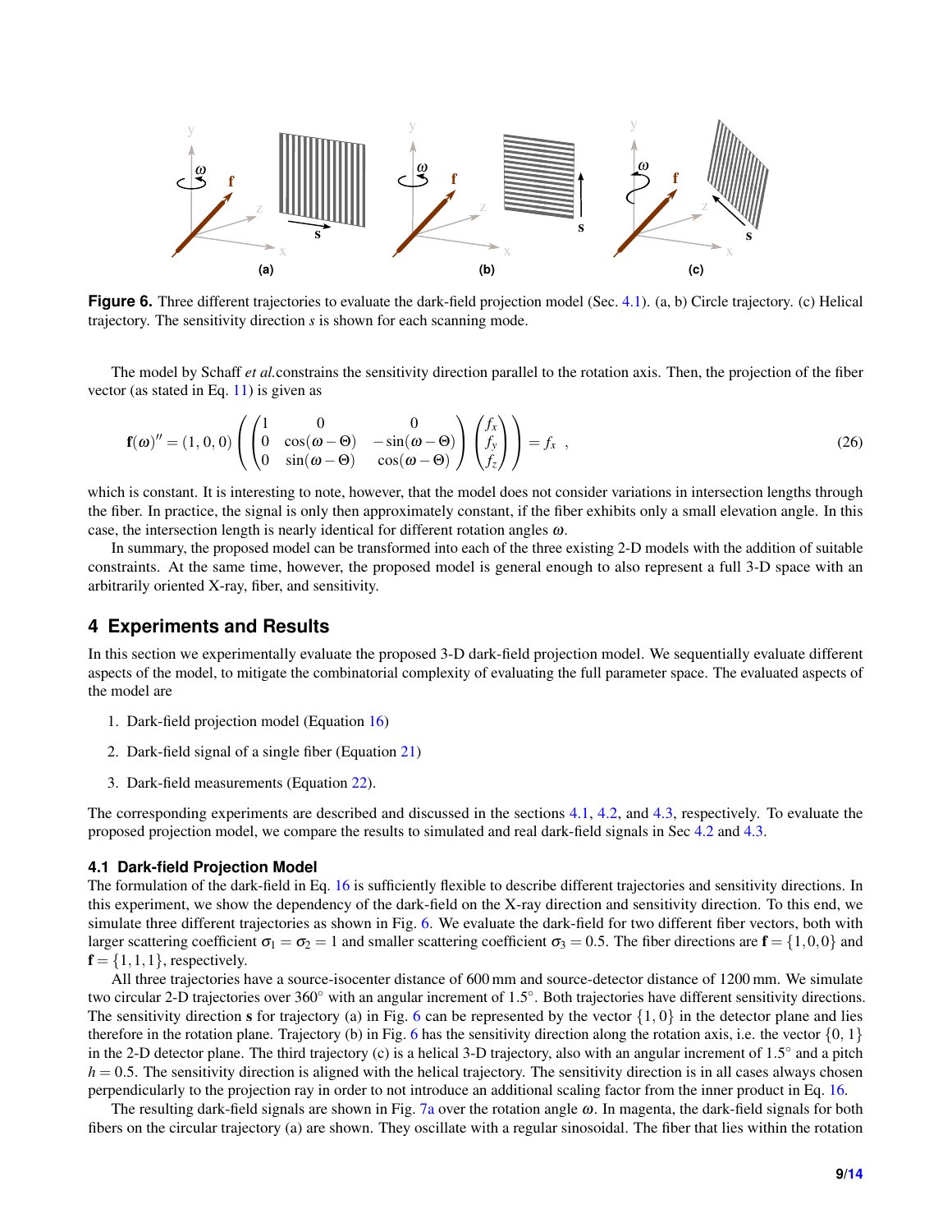**Figure 6.** Three different trajectories to evaluate the dark-field projection model (Sec. 4.1). (a, b) Circle trajectory. (c) Helical trajectory. The sensitivity direction $s$ is shown for each scanning mode.

The model by Schaff *et al.* constrains the sensitivity direction parallel to the rotation axis. Then, the projection of the fiber vector (as stated in Eq. 11) is given as

$$\mathbf{f}(\omega)'' = (1,0,0)\left(\begin{pmatrix}1 & 0 & 0\\ 0 & \cos(\omega-\Theta) & -\sin(\omega-\Theta)\\ 0 & \sin(\omega-\Theta) & \cos(\omega-\Theta)\end{pmatrix}\begin{pmatrix}f_x\\ f_y\\ f_z\end{pmatrix}\right) = f_x \ , \tag{26}$$

which is constant. It is interesting to note, however, that the model does not consider variations in intersection lengths through the fiber. In practice, the signal is only then approximately constant, if the fiber exhibits only a small elevation angle. In this case, the intersection length is nearly identical for different rotation angles $\omega$.

In summary, the proposed model can be transformed into each of the three existing 2-D models with the addition of suitable constraints. At the same time, however, the proposed model is general enough to also represent a full 3-D space with an arbitrarily oriented X-ray, fiber, and sensitivity.

## 4 Experiments and Results

In this section we experimentally evaluate the proposed 3-D dark-field projection model. We sequentially evaluate different aspects of the model, to mitigate the combinatorial complexity of evaluating the full parameter space. The evaluated aspects of the model are

1. Dark-field projection model (Equation 16)
2. Dark-field signal of a single fiber (Equation 21)
3. Dark-field measurements (Equation 22).

The corresponding experiments are described and discussed in the sections 4.1, 4.2, and 4.3, respectively. To evaluate the proposed projection model, we compare the results to simulated and real dark-field signals in Sec 4.2 and 4.3.

### 4.1 Dark-field Projection Model

The formulation of the dark-field in Eq. 16 is sufficiently flexible to describe different trajectories and sensitivity directions. In this experiment, we show the dependency of the dark-field on the X-ray direction and sensitivity direction. To this end, we simulate three different trajectories as shown in Fig. 6. We evaluate the dark-field for two different fiber vectors, both with larger scattering coefficient $\sigma_1 = \sigma_2 = 1$ and smaller scattering coefficient $\sigma_3 = 0.5$. The fiber directions are $\mathbf{f} = \{1,0,0\}$ and $\mathbf{f} = \{1,1,1\}$, respectively.

All three trajectories have a source-isocenter distance of 600 mm and source-detector distance of 1200 mm. We simulate two circular 2-D trajectories over 360° with an angular increment of 1.5°. Both trajectories have different sensitivity directions. The sensitivity direction $\mathbf{s}$ for trajectory (a) in Fig. 6 can be represented by the vector $\{1,0\}$ in the detector plane and lies therefore in the rotation plane. Trajectory (b) in Fig. 6 has the sensitivity direction along the rotation axis, i.e. the vector $\{0,1\}$ in the 2-D detector plane. The third trajectory (c) is a helical 3-D trajectory, also with an angular increment of 1.5° and a pitch $h = 0.5$. The sensitivity direction is aligned with the helical trajectory. The sensitivity direction is in all cases always chosen perpendicularly to the projection ray in order to not introduce an additional scaling factor from the inner product in Eq. 16.

The resulting dark-field signals are shown in Fig. 7a over the rotation angle $\omega$. In magenta, the dark-field signals for both fibers on the circular trajectory (a) are shown. They oscillate with a regular sinosoidal. The fiber that lies within the rotation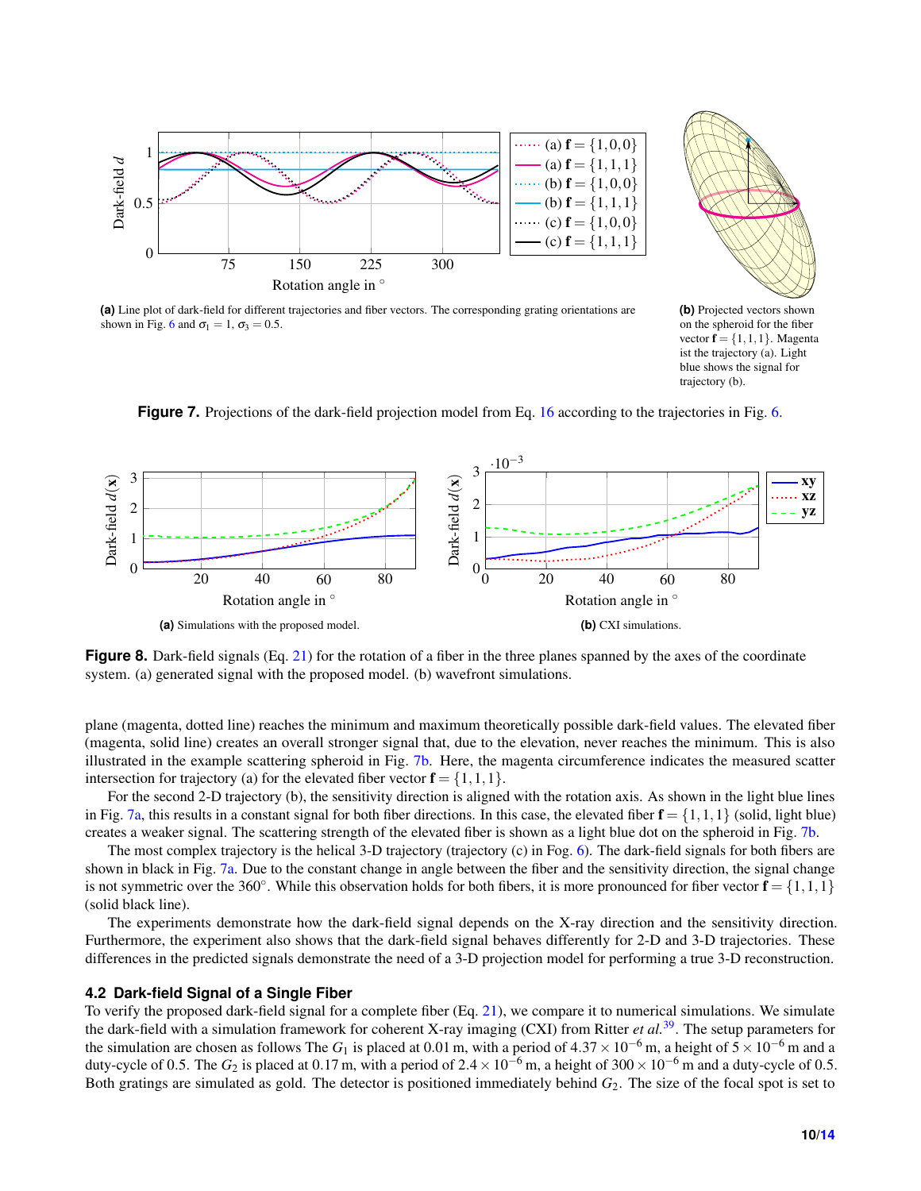**(a)** Line plot of dark-field for different trajectories and fiber vectors. The corresponding grating orientations are shown in Fig. 6 and $\sigma_1 = 1$, $\sigma_3 = 0.5$.

**(b)** Projected vectors shown on the spheroid for the fiber vector $\mathbf{f} = \{1,1,1\}$. Magenta ist the trajectory (a). Light blue shows the signal for trajectory (b).

**Figure 7.** Projections of the dark-field projection model from Eq. 16 according to the trajectories in Fig. 6.

**(a)** Simulations with the proposed model.

**(b)** CXI simulations.

**Figure 8.** Dark-field signals (Eq. 21) for the rotation of a fiber in the three planes spanned by the axes of the coordinate system. (a) generated signal with the proposed model. (b) wavefront simulations.

plane (magenta, dotted line) reaches the minimum and maximum theoretically possible dark-field values. The elevated fiber (magenta, solid line) creates an overall stronger signal that, due to the elevation, never reaches the minimum. This is also illustrated in the example scattering spheroid in Fig. 7b. Here, the magenta circumference indicates the measured scatter intersection for trajectory (a) for the elevated fiber vector $\mathbf{f} = \{1,1,1\}$.

For the second 2-D trajectory (b), the sensitivity direction is aligned with the rotation axis. As shown in the light blue lines in Fig. 7a, this results in a constant signal for both fiber directions. In this case, the elevated fiber $\mathbf{f} = \{1,1,1\}$ (solid, light blue) creates a weaker signal. The scattering strength of the elevated fiber is shown as a light blue dot on the spheroid in Fig. 7b.

The most complex trajectory is the helical 3-D trajectory (trajectory (c) in Fog. 6). The dark-field signals for both fibers are shown in black in Fig. 7a. Due to the constant change in angle between the fiber and the sensitivity direction, the signal change is not symmetric over the 360°. While this observation holds for both fibers, it is more pronounced for fiber vector $\mathbf{f} = \{1,1,1\}$ (solid black line).

The experiments demonstrate how the dark-field signal depends on the X-ray direction and the sensitivity direction. Furthermore, the experiment also shows that the dark-field signal behaves differently for 2-D and 3-D trajectories. These differences in the predicted signals demonstrate the need of a 3-D projection model for performing a true 3-D reconstruction.

## 4.2 Dark-field Signal of a Single Fiber

To verify the proposed dark-field signal for a complete fiber (Eq. 21), we compare it to numerical simulations. We simulate the dark-field with a simulation framework for coherent X-ray imaging (CXI) from Ritter *et al.*[39]. The setup parameters for the simulation are chosen as follows The $G_1$ is placed at 0.01 m, with a period of $4.37 \times 10^{-6}$ m, a height of $5 \times 10^{-6}$ m and a duty-cycle of 0.5. The $G_2$ is placed at 0.17 m, with a period of $2.4 \times 10^{-6}$ m, a height of $300 \times 10^{-6}$ m and a duty-cycle of 0.5. Both gratings are simulated as gold. The detector is positioned immediately behind $G_2$. The size of the focal spot is set to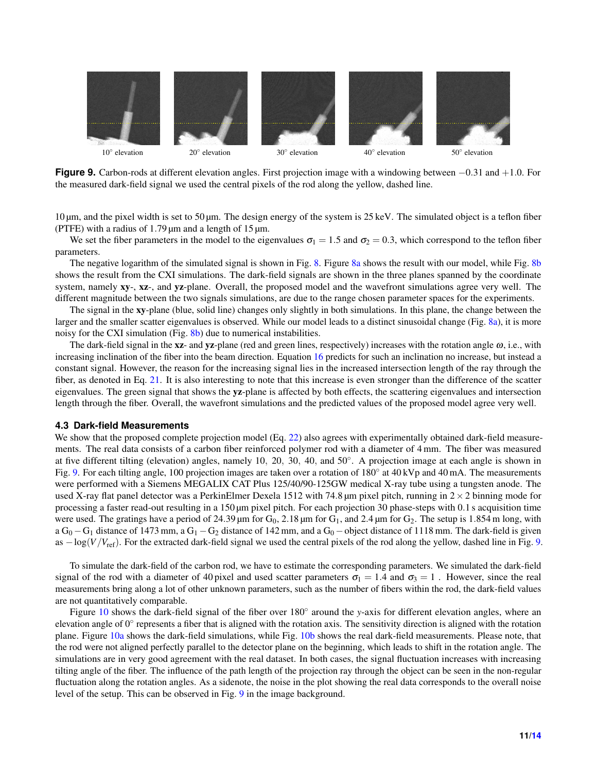10° elevation 20° elevation 30° elevation 40° elevation 50° elevation

**Figure 9.** Carbon-rods at different elevation angles. First projection image with a windowing between −0.31 and +1.0. For the measured dark-field signal we used the central pixels of the rod along the yellow, dashed line.

10 µm, and the pixel width is set to 50 µm. The design energy of the system is 25 keV. The simulated object is a teflon fiber (PTFE) with a radius of 1.79 µm and a length of 15 µm.

We set the fiber parameters in the model to the eigenvalues $\sigma_1 = 1.5$ and $\sigma_2 = 0.3$, which correspond to the teflon fiber parameters.

The negative logarithm of the simulated signal is shown in Fig. 8. Figure 8a shows the result with our model, while Fig. 8b shows the result from the CXI simulations. The dark-field signals are shown in the three planes spanned by the coordinate system, namely **xy**-, **xz**-, and **yz**-plane. Overall, the proposed model and the wavefront simulations agree very well. The different magnitude between the two signals simulations, are due to the range chosen parameter spaces for the experiments.

The signal in the **xy**-plane (blue, solid line) changes only slightly in both simulations. In this plane, the change between the larger and the smaller scatter eigenvalues is observed. While our model leads to a distinct sinusoidal change (Fig. 8a), it is more noisy for the CXI simulation (Fig. 8b) due to numerical instabilities.

The dark-field signal in the **xz**- and **yz**-plane (red and green lines, respectively) increases with the rotation angle $\omega$, i.e., with increasing inclination of the fiber into the beam direction. Equation 16 predicts for such an inclination no increase, but instead a constant signal. However, the reason for the increasing signal lies in the increased intersection length of the ray through the fiber, as denoted in Eq. 21. It is also interesting to note that this increase is even stronger than the difference of the scatter eigenvalues. The green signal that shows the **yz**-plane is affected by both effects, the scattering eigenvalues and intersection length through the fiber. Overall, the wavefront simulations and the predicted values of the proposed model agree very well.

### 4.3 Dark-field Measurements

We show that the proposed complete projection model (Eq. 22) also agrees with experimentally obtained dark-field measurements. The real data consists of a carbon fiber reinforced polymer rod with a diameter of 4 mm. The fiber was measured at five different tilting (elevation) angles, namely 10, 20, 30, 40, and 50°. A projection image at each angle is shown in Fig. 9. For each tilting angle, 100 projection images are taken over a rotation of 180° at 40 kVp and 40 mA. The measurements were performed with a Siemens MEGALIX CAT Plus 125/40/90-125GW medical X-ray tube using a tungsten anode. The used X-ray flat panel detector was a PerkinElmer Dexela 1512 with 74.8 µm pixel pitch, running in $2 \times 2$ binning mode for processing a faster read-out resulting in a 150 µm pixel pitch. For each projection 30 phase-steps with 0.1 s acquisition time were used. The gratings have a period of 24.39 µm for $G_0$, 2.18 µm for $G_1$, and 2.4 µm for $G_2$. The setup is 1.854 m long, with a $G_0 - G_1$ distance of 1473 mm, a $G_1 - G_2$ distance of 142 mm, and a $G_0$ – object distance of 1118 mm. The dark-field is given as $-\log(V/V_{\text{ref}})$. For the extracted dark-field signal we used the central pixels of the rod along the yellow, dashed line in Fig. 9.

To simulate the dark-field of the carbon rod, we have to estimate the corresponding parameters. We simulated the dark-field signal of the rod with a diameter of 40 pixel and used scatter parameters $\sigma_1 = 1.4$ and $\sigma_3 = 1$ . However, since the real measurements bring along a lot of other unknown parameters, such as the number of fibers within the rod, the dark-field values are not quantitatively comparable.

Figure 10 shows the dark-field signal of the fiber over 180° around the $y$-axis for different elevation angles, where an elevation angle of 0° represents a fiber that is aligned with the rotation axis. The sensitivity direction is aligned with the rotation plane. Figure 10a shows the dark-field simulations, while Fig. 10b shows the real dark-field measurements. Please note, that the rod were not aligned perfectly parallel to the detector plane on the beginning, which leads to shift in the rotation angle. The simulations are in very good agreement with the real dataset. In both cases, the signal fluctuation increases with increasing tilting angle of the fiber. The influence of the path length of the projection ray through the object can be seen in the non-regular fluctuation along the rotation angles. As a sidenote, the noise in the plot showing the real data corresponds to the overall noise level of the setup. This can be observed in Fig. 9 in the image background.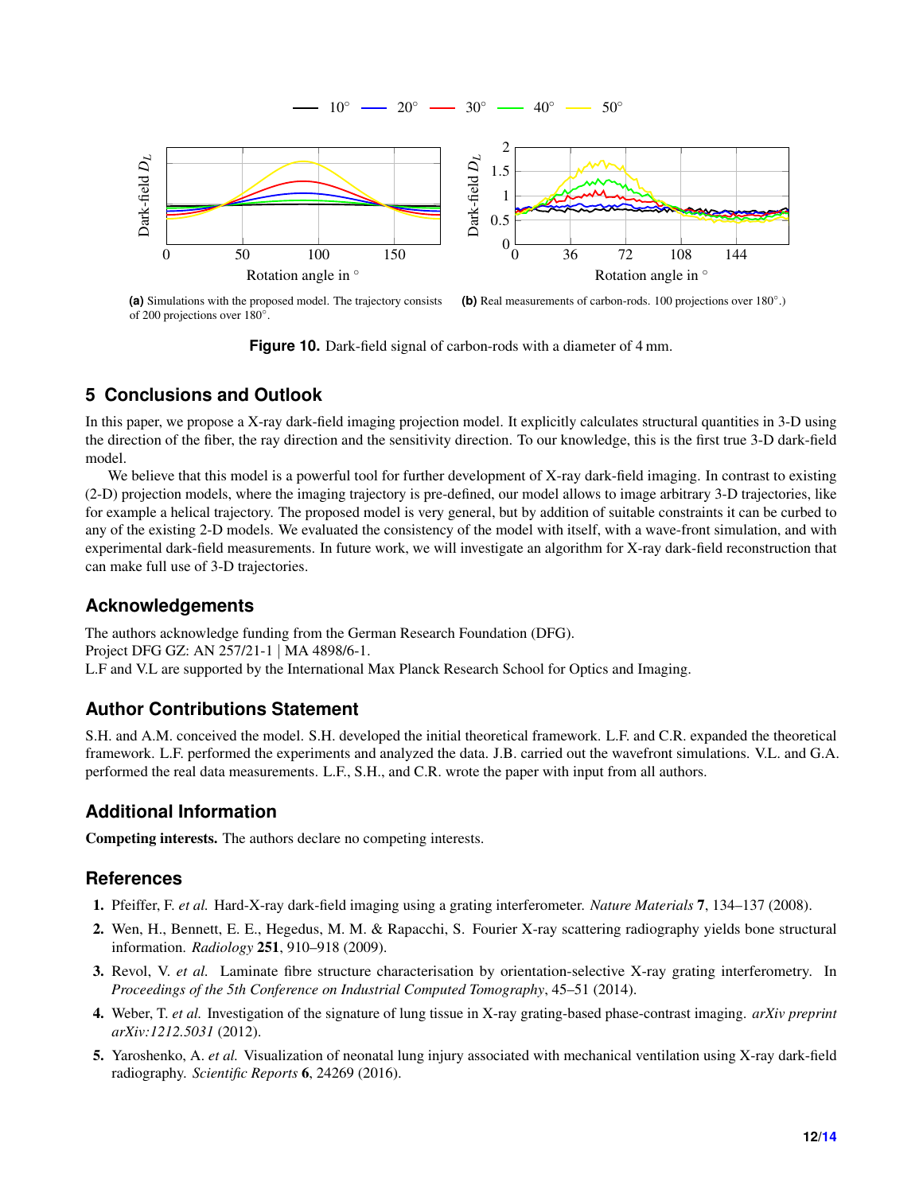(a) Simulations with the proposed model. The trajectory consists of 200 projections over 180°.

(b) Real measurements of carbon-rods. 100 projections over 180°.)

**Figure 10.** Dark-field signal of carbon-rods with a diameter of 4 mm.

## 5 Conclusions and Outlook

In this paper, we propose a X-ray dark-field imaging projection model. It explicitly calculates structural quantities in 3-D using the direction of the fiber, the ray direction and the sensitivity direction. To our knowledge, this is the first true 3-D dark-field model.

We believe that this model is a powerful tool for further development of X-ray dark-field imaging. In contrast to existing (2-D) projection models, where the imaging trajectory is pre-defined, our model allows to image arbitrary 3-D trajectories, like for example a helical trajectory. The proposed model is very general, but by addition of suitable constraints it can be curbed to any of the existing 2-D models. We evaluated the consistency of the model with itself, with a wave-front simulation, and with experimental dark-field measurements. In future work, we will investigate an algorithm for X-ray dark-field reconstruction that can make full use of 3-D trajectories.

## Acknowledgements

The authors acknowledge funding from the German Research Foundation (DFG).
Project DFG GZ: AN 257/21-1 | MA 4898/6-1.
L.F and V.L are supported by the International Max Planck Research School for Optics and Imaging.

## Author Contributions Statement

S.H. and A.M. conceived the model. S.H. developed the initial theoretical framework. L.F. and C.R. expanded the theoretical framework. L.F. performed the experiments and analyzed the data. J.B. carried out the wavefront simulations. V.L. and G.A. performed the real data measurements. L.F., S.H., and C.R. wrote the paper with input from all authors.

## Additional Information

**Competing interests.** The authors declare no competing interests.

## References

1. Pfeiffer, F. *et al.* Hard-X-ray dark-field imaging using a grating interferometer. *Nature Materials* **7**, 134–137 (2008).
2. Wen, H., Bennett, E. E., Hegedus, M. M. & Rapacchi, S. Fourier X-ray scattering radiography yields bone structural information. *Radiology* **251**, 910–918 (2009).
3. Revol, V. *et al.* Laminate fibre structure characterisation by orientation-selective X-ray grating interferometry. In *Proceedings of the 5th Conference on Industrial Computed Tomography*, 45–51 (2014).
4. Weber, T. *et al.* Investigation of the signature of lung tissue in X-ray grating-based phase-contrast imaging. *arXiv preprint arXiv:1212.5031* (2012).
5. Yaroshenko, A. *et al.* Visualization of neonatal lung injury associated with mechanical ventilation using X-ray dark-field radiography. *Scientific Reports* **6**, 24269 (2016).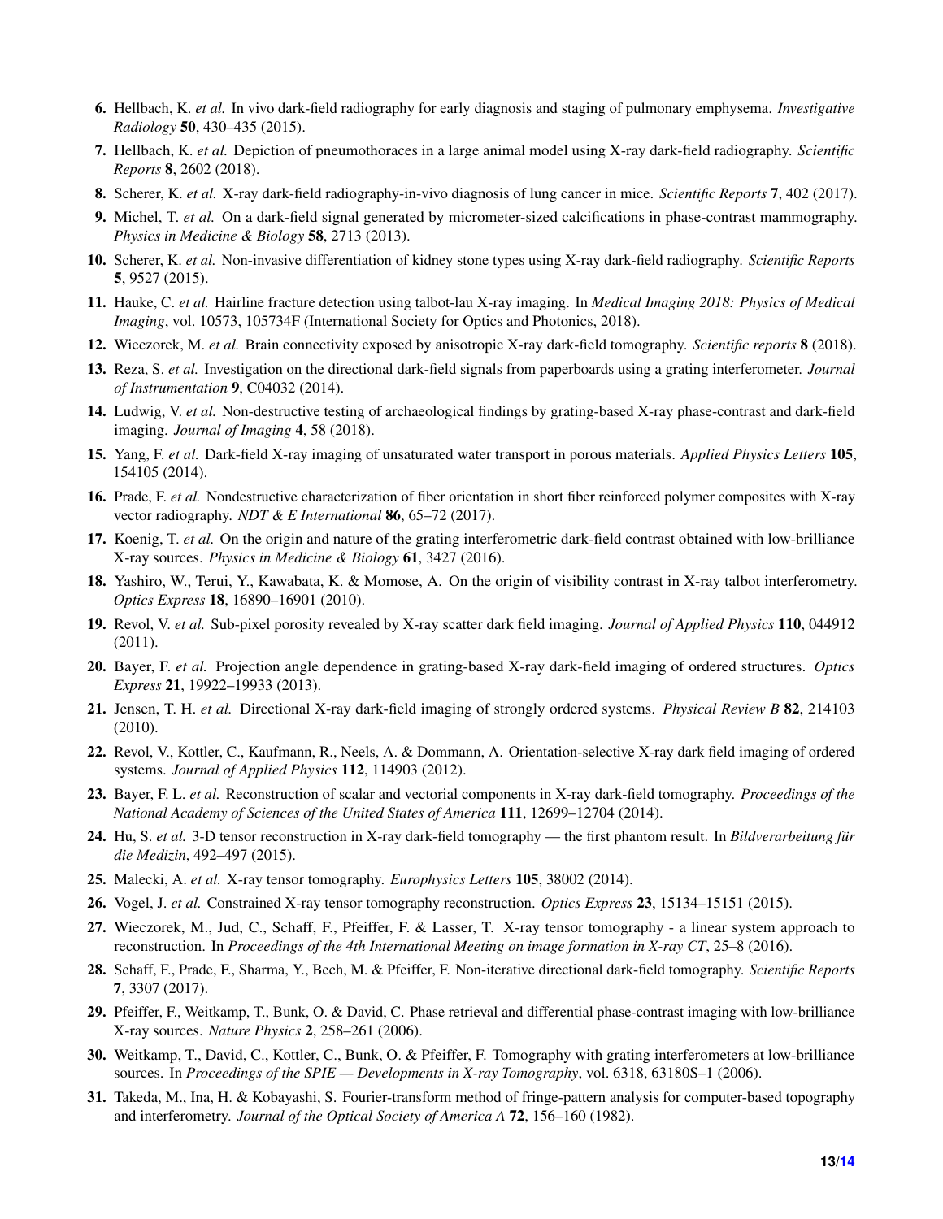6. Hellbach, K. *et al.* In vivo dark-field radiography for early diagnosis and staging of pulmonary emphysema. *Investigative Radiology* **50**, 430–435 (2015).
7. Hellbach, K. *et al.* Depiction of pneumothoraces in a large animal model using X-ray dark-field radiography. *Scientific Reports* **8**, 2602 (2018).
8. Scherer, K. *et al.* X-ray dark-field radiography-in-vivo diagnosis of lung cancer in mice. *Scientific Reports* **7**, 402 (2017).
9. Michel, T. *et al.* On a dark-field signal generated by micrometer-sized calcifications in phase-contrast mammography. *Physics in Medicine & Biology* **58**, 2713 (2013).
10. Scherer, K. *et al.* Non-invasive differentiation of kidney stone types using X-ray dark-field radiography. *Scientific Reports* **5**, 9527 (2015).
11. Hauke, C. *et al.* Hairline fracture detection using talbot-lau X-ray imaging. In *Medical Imaging 2018: Physics of Medical Imaging*, vol. 10573, 105734F (International Society for Optics and Photonics, 2018).
12. Wieczorek, M. *et al.* Brain connectivity exposed by anisotropic X-ray dark-field tomography. *Scientific reports* **8** (2018).
13. Reza, S. *et al.* Investigation on the directional dark-field signals from paperboards using a grating interferometer. *Journal of Instrumentation* **9**, C04032 (2014).
14. Ludwig, V. *et al.* Non-destructive testing of archaeological findings by grating-based X-ray phase-contrast and dark-field imaging. *Journal of Imaging* **4**, 58 (2018).
15. Yang, F. *et al.* Dark-field X-ray imaging of unsaturated water transport in porous materials. *Applied Physics Letters* **105**, 154105 (2014).
16. Prade, F. *et al.* Nondestructive characterization of fiber orientation in short fiber reinforced polymer composites with X-ray vector radiography. *NDT & E International* **86**, 65–72 (2017).
17. Koenig, T. *et al.* On the origin and nature of the grating interferometric dark-field contrast obtained with low-brilliance X-ray sources. *Physics in Medicine & Biology* **61**, 3427 (2016).
18. Yashiro, W., Terui, Y., Kawabata, K. & Momose, A. On the origin of visibility contrast in X-ray talbot interferometry. *Optics Express* **18**, 16890–16901 (2010).
19. Revol, V. *et al.* Sub-pixel porosity revealed by X-ray scatter dark field imaging. *Journal of Applied Physics* **110**, 044912 (2011).
20. Bayer, F. *et al.* Projection angle dependence in grating-based X-ray dark-field imaging of ordered structures. *Optics Express* **21**, 19922–19933 (2013).
21. Jensen, T. H. *et al.* Directional X-ray dark-field imaging of strongly ordered systems. *Physical Review B* **82**, 214103 (2010).
22. Revol, V., Kottler, C., Kaufmann, R., Neels, A. & Dommann, A. Orientation-selective X-ray dark field imaging of ordered systems. *Journal of Applied Physics* **112**, 114903 (2012).
23. Bayer, F. L. *et al.* Reconstruction of scalar and vectorial components in X-ray dark-field tomography. *Proceedings of the National Academy of Sciences of the United States of America* **111**, 12699–12704 (2014).
24. Hu, S. *et al.* 3-D tensor reconstruction in X-ray dark-field tomography — the first phantom result. In *Bildverarbeitung für die Medizin*, 492–497 (2015).
25. Malecki, A. *et al.* X-ray tensor tomography. *Europhysics Letters* **105**, 38002 (2014).
26. Vogel, J. *et al.* Constrained X-ray tensor tomography reconstruction. *Optics Express* **23**, 15134–15151 (2015).
27. Wieczorek, M., Jud, C., Schaff, F., Pfeiffer, F. & Lasser, T. X-ray tensor tomography - a linear system approach to reconstruction. In *Proceedings of the 4th International Meeting on image formation in X-ray CT*, 25–8 (2016).
28. Schaff, F., Prade, F., Sharma, Y., Bech, M. & Pfeiffer, F. Non-iterative directional dark-field tomography. *Scientific Reports* **7**, 3307 (2017).
29. Pfeiffer, F., Weitkamp, T., Bunk, O. & David, C. Phase retrieval and differential phase-contrast imaging with low-brilliance X-ray sources. *Nature Physics* **2**, 258–261 (2006).
30. Weitkamp, T., David, C., Kottler, C., Bunk, O. & Pfeiffer, F. Tomography with grating interferometers at low-brilliance sources. In *Proceedings of the SPIE — Developments in X-ray Tomography*, vol. 6318, 63180S–1 (2006).
31. Takeda, M., Ina, H. & Kobayashi, S. Fourier-transform method of fringe-pattern analysis for computer-based topography and interferometry. *Journal of the Optical Society of America A* **72**, 156–160 (1982).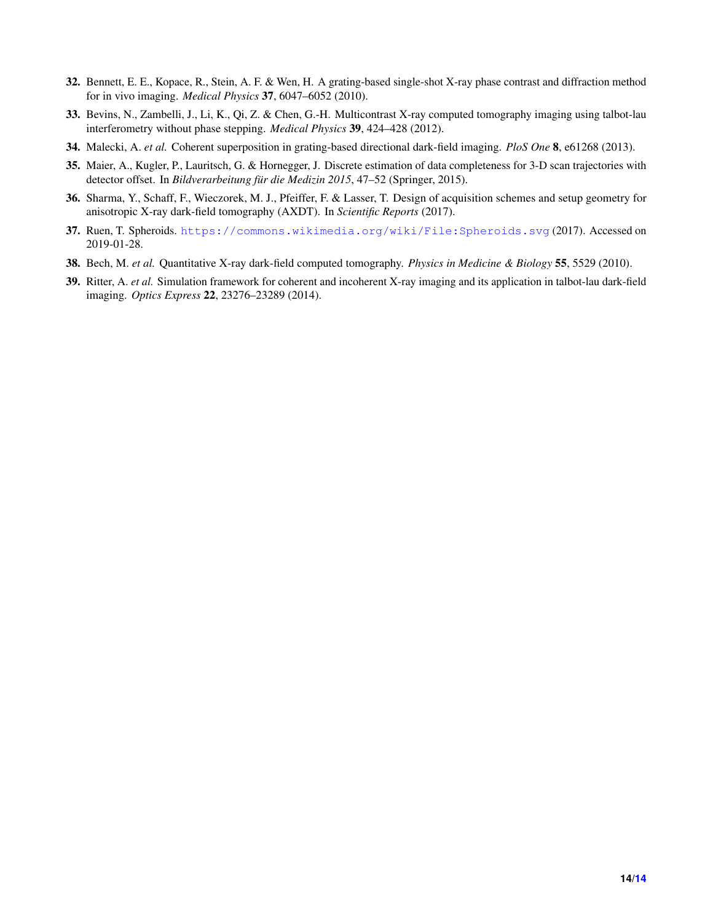32. Bennett, E. E., Kopace, R., Stein, A. F. & Wen, H. A grating-based single-shot X-ray phase contrast and diffraction method for in vivo imaging. *Medical Physics* **37**, 6047–6052 (2010).
33. Bevins, N., Zambelli, J., Li, K., Qi, Z. & Chen, G.-H. Multicontrast X-ray computed tomography imaging using talbot-lau interferometry without phase stepping. *Medical Physics* **39**, 424–428 (2012).
34. Malecki, A. *et al.* Coherent superposition in grating-based directional dark-field imaging. *PloS One* **8**, e61268 (2013).
35. Maier, A., Kugler, P., Lauritsch, G. & Hornegger, J. Discrete estimation of data completeness for 3-D scan trajectories with detector offset. In *Bildverarbeitung für die Medizin 2015*, 47–52 (Springer, 2015).
36. Sharma, Y., Schaff, F., Wieczorek, M. J., Pfeiffer, F. & Lasser, T. Design of acquisition schemes and setup geometry for anisotropic X-ray dark-field tomography (AXDT). In *Scientific Reports* (2017).
37. Ruen, T. Spheroids. https://commons.wikimedia.org/wiki/File:Spheroids.svg (2017). Accessed on 2019-01-28.
38. Bech, M. *et al.* Quantitative X-ray dark-field computed tomography. *Physics in Medicine & Biology* **55**, 5529 (2010).
39. Ritter, A. *et al.* Simulation framework for coherent and incoherent X-ray imaging and its application in talbot-lau dark-field imaging. *Optics Express* **22**, 23276–23289 (2014).